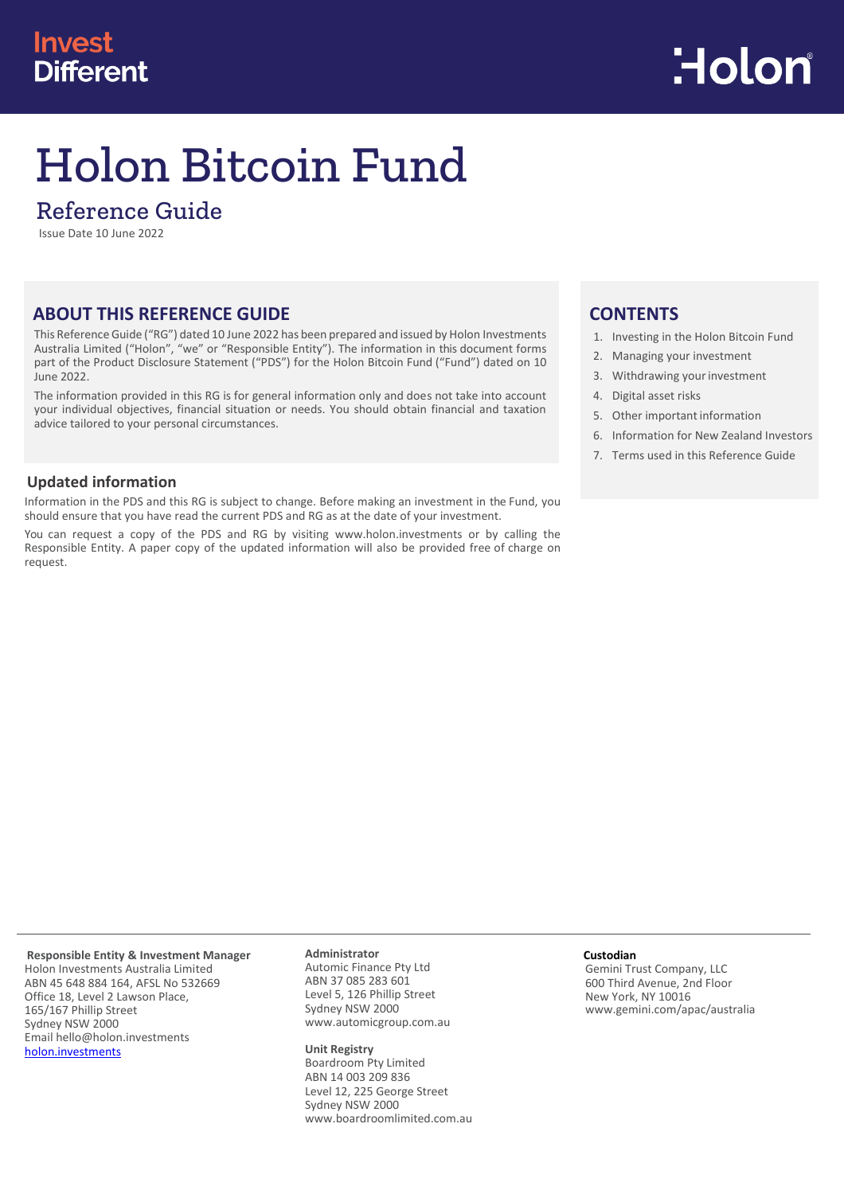Invest Different

Holon

# Holon Bitcoin Fund

## Reference Guide

Issue Date 10 June 2022

## ABOUT THIS REFERENCE GUIDE

This Reference Guide ("RG") dated 10 June 2022 has been prepared and issued by Holon Investments Australia Limited ("Holon", "we" or "Responsible Entity"). The information in this document forms part of the Product Disclosure Statement ("PDS") for the Holon Bitcoin Fund ("Fund") dated on 10 June 2022.

The information provided in this RG is for general information only and does not take into account your individual objectives, financial situation or needs. You should obtain financial and taxation advice tailored to your personal circumstances.

### Updated information

Information in the PDS and this RG is subject to change. Before making an investment in the Fund, you should ensure that you have read the current PDS and RG as at the date of your investment.

You can request a copy of the PDS and RG by visiting www.holon.investments or by calling the Responsible Entity. A paper copy of the updated information will also be provided free of charge on request.

## CONTENTS

1. Investing in the Holon Bitcoin Fund
2. Managing your investment
3. Withdrawing your investment
4. Digital asset risks
5. Other important information
6. Information for New Zealand Investors
7. Terms used in this Reference Guide

---

**Responsible Entity & Investment Manager**
Holon Investments Australia Limited
ABN 45 648 884 164, AFSL No 532669
Office 18, Level 2 Lawson Place,
165/167 Phillip Street
Sydney NSW 2000
Email hello@holon.investments
holon.investments

**Administrator**
Automic Finance Pty Ltd
ABN 37 085 283 601
Level 5, 126 Phillip Street
Sydney NSW 2000
www.automicgroup.com.au

**Unit Registry**
Boardroom Pty Limited
ABN 14 003 209 836
Level 12, 225 George Street
Sydney NSW 2000
www.boardroomlimited.com.au

**Custodian**
Gemini Trust Company, LLC
600 Third Avenue, 2nd Floor
New York, NY 10016
www.gemini.com/apac/australia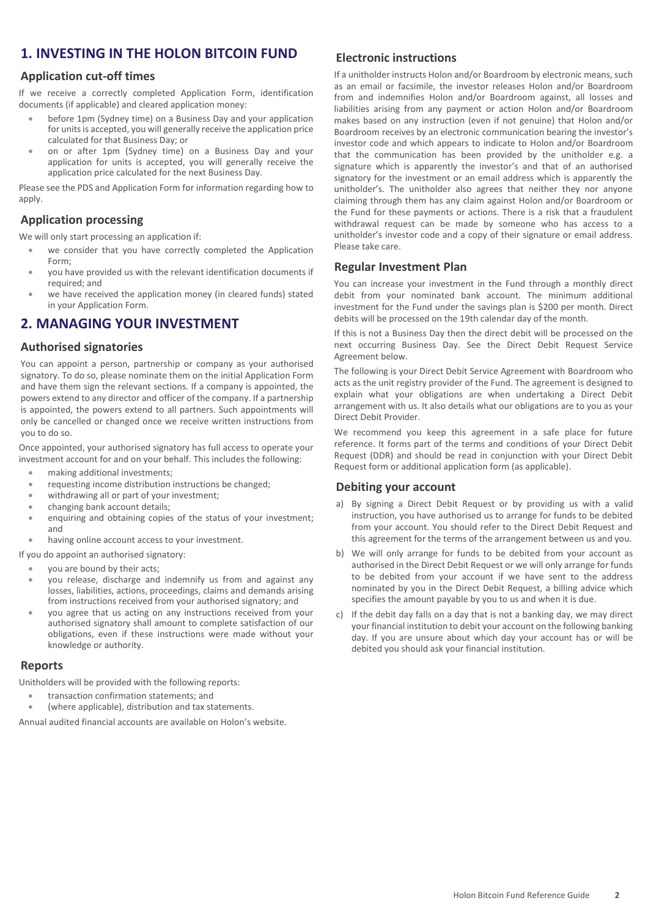# 1. INVESTING IN THE HOLON BITCOIN FUND

## Application cut-off times

If we receive a correctly completed Application Form, identification documents (if applicable) and cleared application money:

- before 1pm (Sydney time) on a Business Day and your application for units is accepted, you will generally receive the application price calculated for that Business Day; or
- on or after 1pm (Sydney time) on a Business Day and your application for units is accepted, you will generally receive the application price calculated for the next Business Day.

Please see the PDS and Application Form for information regarding how to apply.

## Application processing

We will only start processing an application if:

- we consider that you have correctly completed the Application Form;
- you have provided us with the relevant identification documents if required; and
- we have received the application money (in cleared funds) stated in your Application Form.

# 2. MANAGING YOUR INVESTMENT

## Authorised signatories

You can appoint a person, partnership or company as your authorised signatory. To do so, please nominate them on the initial Application Form and have them sign the relevant sections. If a company is appointed, the powers extend to any director and officer of the company. If a partnership is appointed, the powers extend to all partners. Such appointments will only be cancelled or changed once we receive written instructions from you to do so.

Once appointed, your authorised signatory has full access to operate your investment account for and on your behalf. This includes the following:

- making additional investments;
- requesting income distribution instructions be changed;
- withdrawing all or part of your investment;
- changing bank account details;
- enquiring and obtaining copies of the status of your investment; and
- having online account access to your investment.

If you do appoint an authorised signatory:

- you are bound by their acts;
- you release, discharge and indemnify us from and against any losses, liabilities, actions, proceedings, claims and demands arising from instructions received from your authorised signatory; and
- you agree that us acting on any instructions received from your authorised signatory shall amount to complete satisfaction of our obligations, even if these instructions were made without your knowledge or authority.

## Reports

Unitholders will be provided with the following reports:

- transaction confirmation statements; and
- (where applicable), distribution and tax statements.

Annual audited financial accounts are available on Holon's website.

## Electronic instructions

If a unitholder instructs Holon and/or Boardroom by electronic means, such as an email or facsimile, the investor releases Holon and/or Boardroom from and indemnifies Holon and/or Boardroom against, all losses and liabilities arising from any payment or action Holon and/or Boardroom makes based on any instruction (even if not genuine) that Holon and/or Boardroom receives by an electronic communication bearing the investor's investor code and which appears to indicate to Holon and/or Boardroom that the communication has been provided by the unitholder e.g. a signature which is apparently the investor's and that of an authorised signatory for the investment or an email address which is apparently the unitholder's. The unitholder also agrees that neither they nor anyone claiming through them has any claim against Holon and/or Boardroom or the Fund for these payments or actions. There is a risk that a fraudulent withdrawal request can be made by someone who has access to a unitholder's investor code and a copy of their signature or email address. Please take care.

## Regular Investment Plan

You can increase your investment in the Fund through a monthly direct debit from your nominated bank account. The minimum additional investment for the Fund under the savings plan is $200 per month. Direct debits will be processed on the 19th calendar day of the month.

If this is not a Business Day then the direct debit will be processed on the next occurring Business Day. See the Direct Debit Request Service Agreement below.

The following is your Direct Debit Service Agreement with Boardroom who acts as the unit registry provider of the Fund. The agreement is designed to explain what your obligations are when undertaking a Direct Debit arrangement with us. It also details what our obligations are to you as your Direct Debit Provider.

We recommend you keep this agreement in a safe place for future reference. It forms part of the terms and conditions of your Direct Debit Request (DDR) and should be read in conjunction with your Direct Debit Request form or additional application form (as applicable).

## Debiting your account

a) By signing a Direct Debit Request or by providing us with a valid instruction, you have authorised us to arrange for funds to be debited from your account. You should refer to the Direct Debit Request and this agreement for the terms of the arrangement between us and you.

b) We will only arrange for funds to be debited from your account as authorised in the Direct Debit Request or we will only arrange for funds to be debited from your account if we have sent to the address nominated by you in the Direct Debit Request, a billing advice which specifies the amount payable by you to us and when it is due.

c) If the debit day falls on a day that is not a banking day, we may direct your financial institution to debit your account on the following banking day. If you are unsure about which day your account has or will be debited you should ask your financial institution.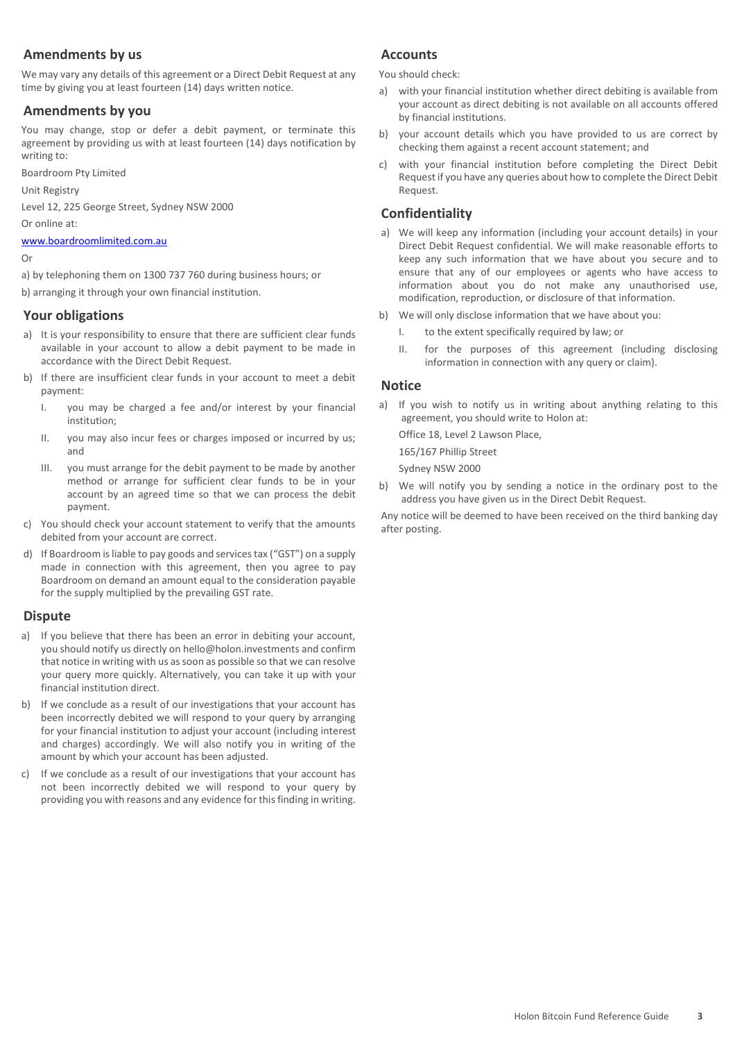## Amendments by us

We may vary any details of this agreement or a Direct Debit Request at any time by giving you at least fourteen (14) days written notice.

## Amendments by you

You may change, stop or defer a debit payment, or terminate this agreement by providing us with at least fourteen (14) days notification by writing to:

Boardroom Pty Limited

Unit Registry

Level 12, 225 George Street, Sydney NSW 2000

Or online at:

[www.boardroomlimited.com.au](http://www.boardroomlimited.com.au)

Or

a) by telephoning them on 1300 737 760 during business hours; or

b) arranging it through your own financial institution.

## Your obligations

a) It is your responsibility to ensure that there are sufficient clear funds available in your account to allow a debit payment to be made in accordance with the Direct Debit Request.

b) If there are insufficient clear funds in your account to meet a debit payment:

   I. you may be charged a fee and/or interest by your financial institution;

   II. you may also incur fees or charges imposed or incurred by us; and

   III. you must arrange for the debit payment to be made by another method or arrange for sufficient clear funds to be in your account by an agreed time so that we can process the debit payment.

c) You should check your account statement to verify that the amounts debited from your account are correct.

d) If Boardroom is liable to pay goods and services tax ("GST") on a supply made in connection with this agreement, then you agree to pay Boardroom on demand an amount equal to the consideration payable for the supply multiplied by the prevailing GST rate.

## Dispute

a) If you believe that there has been an error in debiting your account, you should notify us directly on hello@holon.investments and confirm that notice in writing with us as soon as possible so that we can resolve your query more quickly. Alternatively, you can take it up with your financial institution direct.

b) If we conclude as a result of our investigations that your account has been incorrectly debited we will respond to your query by arranging for your financial institution to adjust your account (including interest and charges) accordingly. We will also notify you in writing of the amount by which your account has been adjusted.

c) If we conclude as a result of our investigations that your account has not been incorrectly debited we will respond to your query by providing you with reasons and any evidence for this finding in writing.

## Accounts

You should check:

a) with your financial institution whether direct debiting is available from your account as direct debiting is not available on all accounts offered by financial institutions.

b) your account details which you have provided to us are correct by checking them against a recent account statement; and

c) with your financial institution before completing the Direct Debit Request if you have any queries about how to complete the Direct Debit Request.

## Confidentiality

a) We will keep any information (including your account details) in your Direct Debit Request confidential. We will make reasonable efforts to keep any such information that we have about you secure and to ensure that any of our employees or agents who have access to information about you do not make any unauthorised use, modification, reproduction, or disclosure of that information.

b) We will only disclose information that we have about you:

   I. to the extent specifically required by law; or

   II. for the purposes of this agreement (including disclosing information in connection with any query or claim).

## Notice

a) If you wish to notify us in writing about anything relating to this agreement, you should write to Holon at:

   Office 18, Level 2 Lawson Place,

   165/167 Phillip Street

   Sydney NSW 2000

b) We will notify you by sending a notice in the ordinary post to the address you have given us in the Direct Debit Request.

Any notice will be deemed to have been received on the third banking day after posting.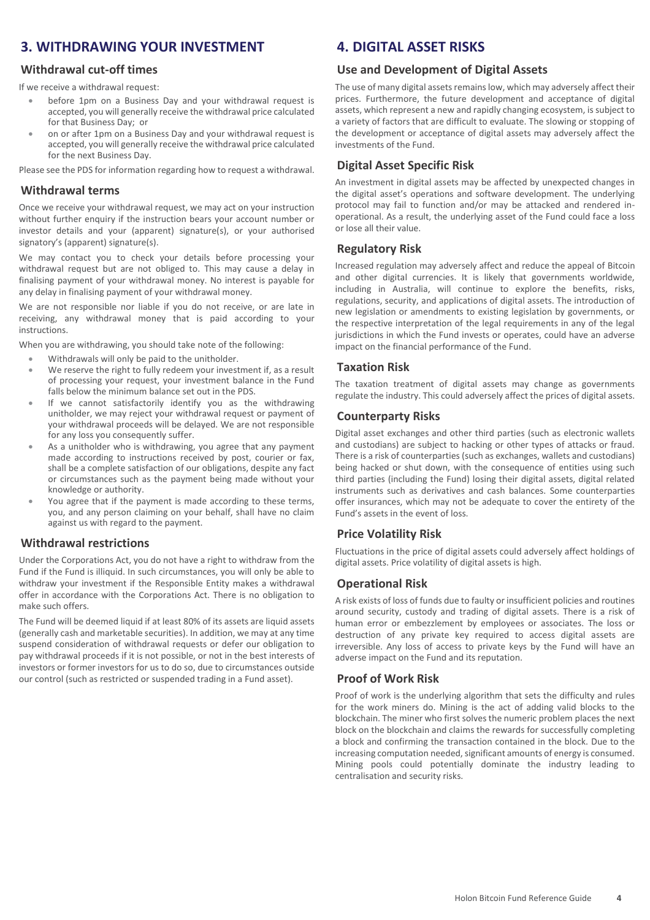# 3. WITHDRAWING YOUR INVESTMENT

## Withdrawal cut-off times

If we receive a withdrawal request:

- before 1pm on a Business Day and your withdrawal request is accepted, you will generally receive the withdrawal price calculated for that Business Day; or
- on or after 1pm on a Business Day and your withdrawal request is accepted, you will generally receive the withdrawal price calculated for the next Business Day.

Please see the PDS for information regarding how to request a withdrawal.

## Withdrawal terms

Once we receive your withdrawal request, we may act on your instruction without further enquiry if the instruction bears your account number or investor details and your (apparent) signature(s), or your authorised signatory's (apparent) signature(s).

We may contact you to check your details before processing your withdrawal request but are not obliged to. This may cause a delay in finalising payment of your withdrawal money. No interest is payable for any delay in finalising payment of your withdrawal money.

We are not responsible nor liable if you do not receive, or are late in receiving, any withdrawal money that is paid according to your instructions.

When you are withdrawing, you should take note of the following:

- Withdrawals will only be paid to the unitholder.
- We reserve the right to fully redeem your investment if, as a result of processing your request, your investment balance in the Fund falls below the minimum balance set out in the PDS.
- If we cannot satisfactorily identify you as the withdrawing unitholder, we may reject your withdrawal request or payment of your withdrawal proceeds will be delayed. We are not responsible for any loss you consequently suffer.
- As a unitholder who is withdrawing, you agree that any payment made according to instructions received by post, courier or fax, shall be a complete satisfaction of our obligations, despite any fact or circumstances such as the payment being made without your knowledge or authority.
- You agree that if the payment is made according to these terms, you, and any person claiming on your behalf, shall have no claim against us with regard to the payment.

## Withdrawal restrictions

Under the Corporations Act, you do not have a right to withdraw from the Fund if the Fund is illiquid. In such circumstances, you will only be able to withdraw your investment if the Responsible Entity makes a withdrawal offer in accordance with the Corporations Act. There is no obligation to make such offers.

The Fund will be deemed liquid if at least 80% of its assets are liquid assets (generally cash and marketable securities). In addition, we may at any time suspend consideration of withdrawal requests or defer our obligation to pay withdrawal proceeds if it is not possible, or not in the best interests of investors or former investors for us to do so, due to circumstances outside our control (such as restricted or suspended trading in a Fund asset).

# 4. DIGITAL ASSET RISKS

## Use and Development of Digital Assets

The use of many digital assets remains low, which may adversely affect their prices. Furthermore, the future development and acceptance of digital assets, which represent a new and rapidly changing ecosystem, is subject to a variety of factors that are difficult to evaluate. The slowing or stopping of the development or acceptance of digital assets may adversely affect the investments of the Fund.

## Digital Asset Specific Risk

An investment in digital assets may be affected by unexpected changes in the digital asset's operations and software development. The underlying protocol may fail to function and/or may be attacked and rendered in-operational. As a result, the underlying asset of the Fund could face a loss or lose all their value.

## Regulatory Risk

Increased regulation may adversely affect and reduce the appeal of Bitcoin and other digital currencies. It is likely that governments worldwide, including in Australia, will continue to explore the benefits, risks, regulations, security, and applications of digital assets. The introduction of new legislation or amendments to existing legislation by governments, or the respective interpretation of the legal requirements in any of the legal jurisdictions in which the Fund invests or operates, could have an adverse impact on the financial performance of the Fund.

## Taxation Risk

The taxation treatment of digital assets may change as governments regulate the industry. This could adversely affect the prices of digital assets.

## Counterparty Risks

Digital asset exchanges and other third parties (such as electronic wallets and custodians) are subject to hacking or other types of attacks or fraud. There is a risk of counterparties (such as exchanges, wallets and custodians) being hacked or shut down, with the consequence of entities using such third parties (including the Fund) losing their digital assets, digital related instruments such as derivatives and cash balances. Some counterparties offer insurances, which may not be adequate to cover the entirety of the Fund's assets in the event of loss.

## Price Volatility Risk

Fluctuations in the price of digital assets could adversely affect holdings of digital assets. Price volatility of digital assets is high.

## Operational Risk

A risk exists of loss of funds due to faulty or insufficient policies and routines around security, custody and trading of digital assets. There is a risk of human error or embezzlement by employees or associates. The loss or destruction of any private key required to access digital assets are irreversible. Any loss of access to private keys by the Fund will have an adverse impact on the Fund and its reputation.

## Proof of Work Risk

Proof of work is the underlying algorithm that sets the difficulty and rules for the work miners do. Mining is the act of adding valid blocks to the blockchain. The miner who first solves the numeric problem places the next block on the blockchain and claims the rewards for successfully completing a block and confirming the transaction contained in the block. Due to the increasing computation needed, significant amounts of energy is consumed. Mining pools could potentially dominate the industry leading to centralisation and security risks.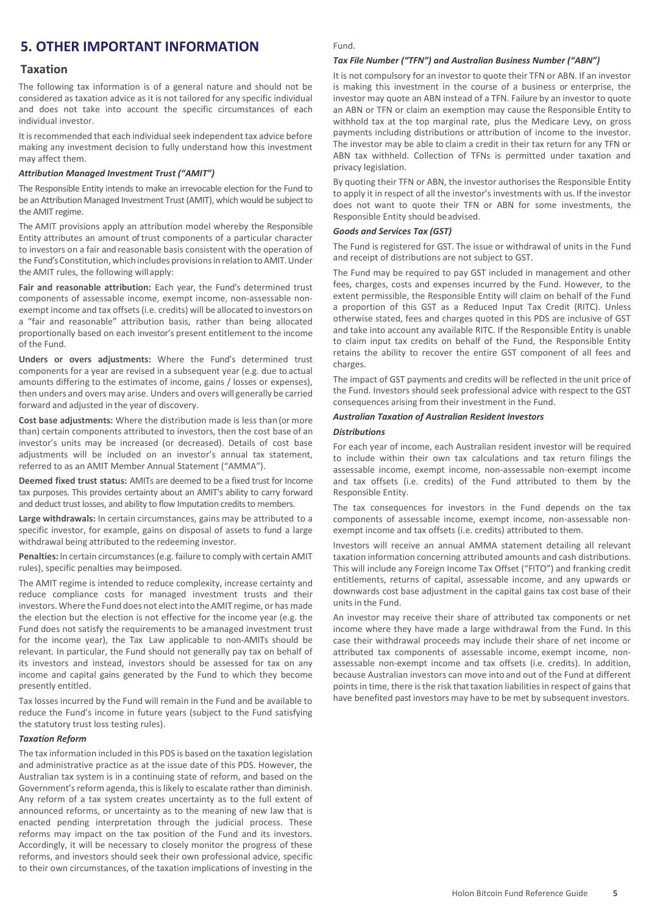# 5. OTHER IMPORTANT INFORMATION

## Taxation

The following tax information is of a general nature and should not be considered as taxation advice as it is not tailored for any specific individual and does not take into account the specific circumstances of each individual investor.

It is recommended that each individual seek independent tax advice before making any investment decision to fully understand how this investment may affect them.

### *Attribution Managed Investment Trust ("AMIT")*

The Responsible Entity intends to make an irrevocable election for the Fund to be an Attribution Managed Investment Trust (AMIT), which would be subject to the AMIT regime.

The AMIT provisions apply an attribution model whereby the Responsible Entity attributes an amount of trust components of a particular character to investors on a fair and reasonable basis consistent with the operation of the Fund's Constitution, which includes provisions in relation to AMIT. Under the AMIT rules, the following will apply:

**Fair and reasonable attribution:** Each year, the Fund's determined trust components of assessable income, exempt income, non-assessable non-exempt income and tax offsets (i.e. credits) will be allocated to investors on a "fair and reasonable" attribution basis, rather than being allocated proportionally based on each investor's present entitlement to the income of the Fund.

**Unders or overs adjustments:** Where the Fund's determined trust components for a year are revised in a subsequent year (e.g. due to actual amounts differing to the estimates of income, gains / losses or expenses), then unders and overs may arise. Unders and overs will generally be carried forward and adjusted in the year of discovery.

**Cost base adjustments:** Where the distribution made is less than (or more than) certain components attributed to investors, then the cost base of an investor's units may be increased (or decreased). Details of cost base adjustments will be included on an investor's annual tax statement, referred to as an AMIT Member Annual Statement ("AMMA").

**Deemed fixed trust status:** AMITs are deemed to be a fixed trust for Income tax purposes. This provides certainty about an AMIT's ability to carry forward and deduct trust losses, and ability to flow Imputation credits to members.

**Large withdrawals:** In certain circumstances, gains may be attributed to a specific investor, for example, gains on disposal of assets to fund a large withdrawal being attributed to the redeeming investor.

**Penalties:** In certain circumstances (e.g. failure to comply with certain AMIT rules), specific penalties may be imposed.

The AMIT regime is intended to reduce complexity, increase certainty and reduce compliance costs for managed investment trusts and their investors. Where the Fund does not elect into the AMIT regime, or has made the election but the election is not effective for the income year (e.g. the Fund does not satisfy the requirements to be a managed investment trust for the income year), the Tax Law applicable to non-AMITs should be relevant. In particular, the Fund should not generally pay tax on behalf of its investors and instead, investors should be assessed for tax on any income and capital gains generated by the Fund to which they become presently entitled.

Tax losses incurred by the Fund will remain in the Fund and be available to reduce the Fund's income in future years (subject to the Fund satisfying the statutory trust loss testing rules).

### *Taxation Reform*

The tax information included in this PDS is based on the taxation legislation and administrative practice as at the issue date of this PDS. However, the Australian tax system is in a continuing state of reform, and based on the Government's reform agenda, this is likely to escalate rather than diminish. Any reform of a tax system creates uncertainty as to the full extent of announced reforms, or uncertainty as to the meaning of new law that is enacted pending interpretation through the judicial process. These reforms may impact on the tax position of the Fund and its investors. Accordingly, it will be necessary to closely monitor the progress of these reforms, and investors should seek their own professional advice, specific to their own circumstances, of the taxation implications of investing in the Fund.

### *Tax File Number ("TFN") and Australian Business Number ("ABN")*

It is not compulsory for an investor to quote their TFN or ABN. If an investor is making this investment in the course of a business or enterprise, the investor may quote an ABN instead of a TFN. Failure by an investor to quote an ABN or TFN or claim an exemption may cause the Responsible Entity to withhold tax at the top marginal rate, plus the Medicare Levy, on gross payments including distributions or attribution of income to the investor. The investor may be able to claim a credit in their tax return for any TFN or ABN tax withheld. Collection of TFNs is permitted under taxation and privacy legislation.

By quoting their TFN or ABN, the investor authorises the Responsible Entity to apply it in respect of all the investor's investments with us. If the investor does not want to quote their TFN or ABN for some investments, the Responsible Entity should be advised.

### *Goods and Services Tax (GST)*

The Fund is registered for GST. The issue or withdrawal of units in the Fund and receipt of distributions are not subject to GST.

The Fund may be required to pay GST included in management and other fees, charges, costs and expenses incurred by the Fund. However, to the extent permissible, the Responsible Entity will claim on behalf of the Fund a proportion of this GST as a Reduced Input Tax Credit (RITC). Unless otherwise stated, fees and charges quoted in this PDS are inclusive of GST and take into account any available RITC. If the Responsible Entity is unable to claim input tax credits on behalf of the Fund, the Responsible Entity retains the ability to recover the entire GST component of all fees and charges.

The impact of GST payments and credits will be reflected in the unit price of the Fund. Investors should seek professional advice with respect to the GST consequences arising from their investment in the Fund.

### *Australian Taxation of Australian Resident Investors*

#### *Distributions*

For each year of income, each Australian resident investor will be required to include within their own tax calculations and tax return filings the assessable income, exempt income, non-assessable non-exempt income and tax offsets (i.e. credits) of the Fund attributed to them by the Responsible Entity.

The tax consequences for investors in the Fund depends on the tax components of assessable income, exempt income, non-assessable non-exempt income and tax offsets (i.e. credits) attributed to them.

Investors will receive an annual AMMA statement detailing all relevant taxation information concerning attributed amounts and cash distributions. This will include any Foreign Income Tax Offset ("FITO") and franking credit entitlements, returns of capital, assessable income, and any upwards or downwards cost base adjustment in the capital gains tax cost base of their units in the Fund.

An investor may receive their share of attributed tax components or net income where they have made a large withdrawal from the Fund. In this case their withdrawal proceeds may include their share of net income or attributed tax components of assessable income, exempt income, non-assessable non-exempt income and tax offsets (i.e. credits). In addition, because Australian investors can move into and out of the Fund at different points in time, there is the risk that taxation liabilities in respect of gains that have benefited past investors may have to be met by subsequent investors.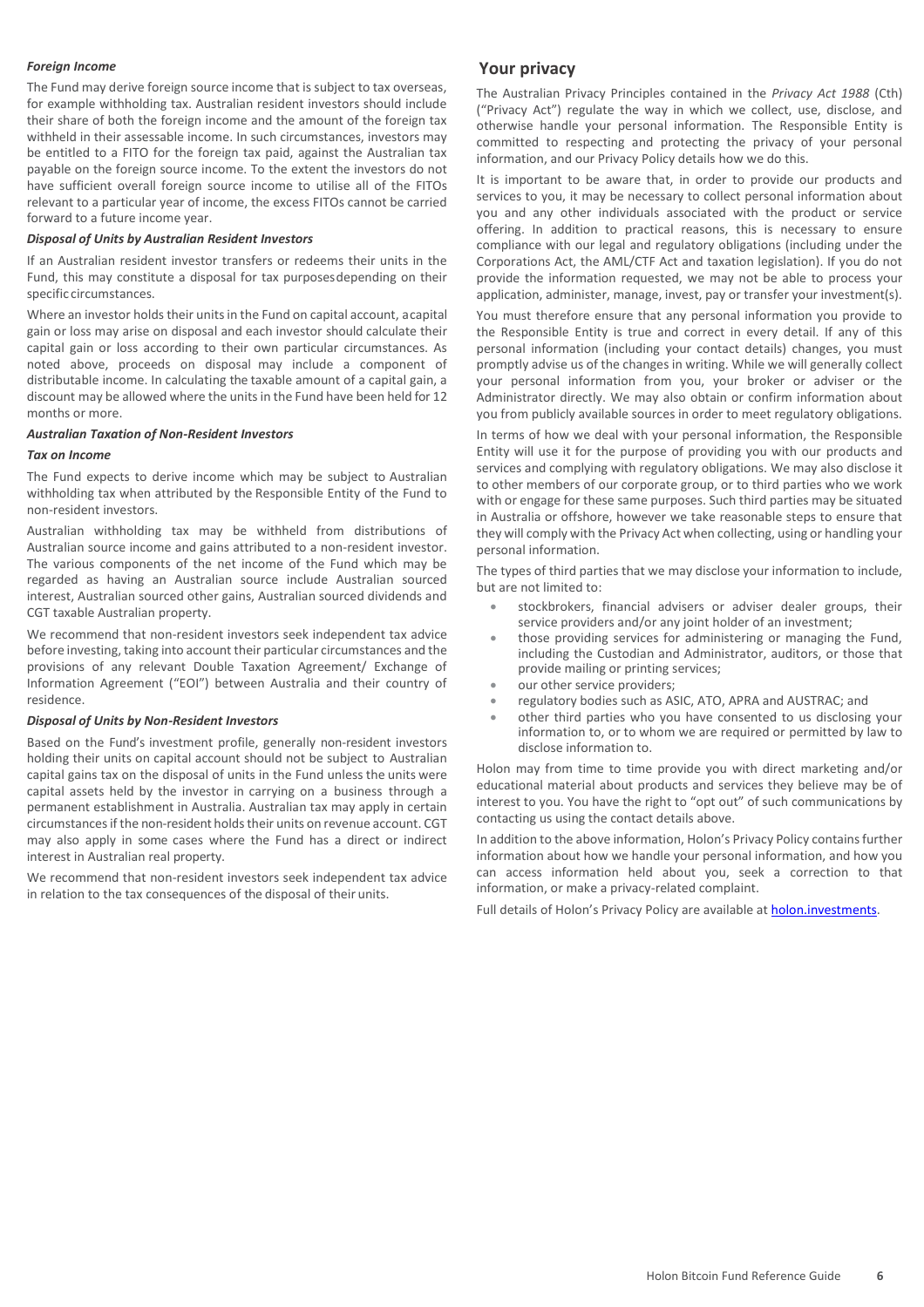#### *Foreign Income*

The Fund may derive foreign source income that is subject to tax overseas, for example withholding tax. Australian resident investors should include their share of both the foreign income and the amount of the foreign tax withheld in their assessable income. In such circumstances, investors may be entitled to a FITO for the foreign tax paid, against the Australian tax payable on the foreign source income. To the extent the investors do not have sufficient overall foreign source income to utilise all of the FITOs relevant to a particular year of income, the excess FITOs cannot be carried forward to a future income year.

#### *Disposal of Units by Australian Resident Investors*

If an Australian resident investor transfers or redeems their units in the Fund, this may constitute a disposal for tax purposes depending on their specific circumstances.

Where an investor holds their units in the Fund on capital account, a capital gain or loss may arise on disposal and each investor should calculate their capital gain or loss according to their own particular circumstances. As noted above, proceeds on disposal may include a component of distributable income. In calculating the taxable amount of a capital gain, a discount may be allowed where the units in the Fund have been held for 12 months or more.

#### *Australian Taxation of Non-Resident Investors*

#### *Tax on Income*

The Fund expects to derive income which may be subject to Australian withholding tax when attributed by the Responsible Entity of the Fund to non-resident investors.

Australian withholding tax may be withheld from distributions of Australian source income and gains attributed to a non-resident investor. The various components of the net income of the Fund which may be regarded as having an Australian source include Australian sourced interest, Australian sourced other gains, Australian sourced dividends and CGT taxable Australian property.

We recommend that non-resident investors seek independent tax advice before investing, taking into account their particular circumstances and the provisions of any relevant Double Taxation Agreement/ Exchange of Information Agreement ("EOI") between Australia and their country of residence.

#### *Disposal of Units by Non-Resident Investors*

Based on the Fund's investment profile, generally non-resident investors holding their units on capital account should not be subject to Australian capital gains tax on the disposal of units in the Fund unless the units were capital assets held by the investor in carrying on a business through a permanent establishment in Australia. Australian tax may apply in certain circumstances if the non-resident holds their units on revenue account. CGT may also apply in some cases where the Fund has a direct or indirect interest in Australian real property.

We recommend that non-resident investors seek independent tax advice in relation to the tax consequences of the disposal of their units.

## Your privacy

The Australian Privacy Principles contained in the *Privacy Act 1988* (Cth) ("Privacy Act") regulate the way in which we collect, use, disclose, and otherwise handle your personal information. The Responsible Entity is committed to respecting and protecting the privacy of your personal information, and our Privacy Policy details how we do this.

It is important to be aware that, in order to provide our products and services to you, it may be necessary to collect personal information about you and any other individuals associated with the product or service offering. In addition to practical reasons, this is necessary to ensure compliance with our legal and regulatory obligations (including under the Corporations Act, the AML/CTF Act and taxation legislation). If you do not provide the information requested, we may not be able to process your application, administer, manage, invest, pay or transfer your investment(s).

You must therefore ensure that any personal information you provide to the Responsible Entity is true and correct in every detail. If any of this personal information (including your contact details) changes, you must promptly advise us of the changes in writing. While we will generally collect your personal information from you, your broker or adviser or the Administrator directly. We may also obtain or confirm information about you from publicly available sources in order to meet regulatory obligations.

In terms of how we deal with your personal information, the Responsible Entity will use it for the purpose of providing you with our products and services and complying with regulatory obligations. We may also disclose it to other members of our corporate group, or to third parties who we work with or engage for these same purposes. Such third parties may be situated in Australia or offshore, however we take reasonable steps to ensure that they will comply with the Privacy Act when collecting, using or handling your personal information.

The types of third parties that we may disclose your information to include, but are not limited to:

- stockbrokers, financial advisers or adviser dealer groups, their service providers and/or any joint holder of an investment;
- those providing services for administering or managing the Fund, including the Custodian and Administrator, auditors, or those that provide mailing or printing services;
- our other service providers;
- regulatory bodies such as ASIC, ATO, APRA and AUSTRAC; and
- other third parties who you have consented to us disclosing your information to, or to whom we are required or permitted by law to disclose information to.

Holon may from time to time provide you with direct marketing and/or educational material about products and services they believe may be of interest to you. You have the right to "opt out" of such communications by contacting us using the contact details above.

In addition to the above information, Holon's Privacy Policy contains further information about how we handle your personal information, and how you can access information held about you, seek a correction to that information, or make a privacy-related complaint.

Full details of Holon's Privacy Policy are available at holon.investments.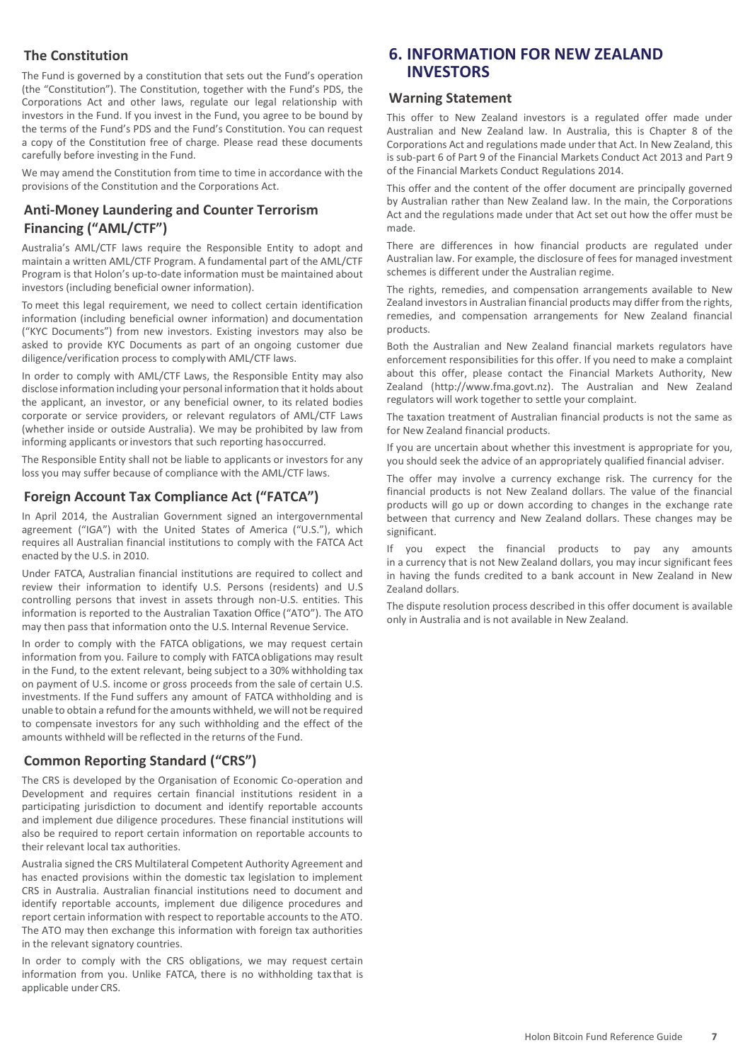## The Constitution

The Fund is governed by a constitution that sets out the Fund's operation (the "Constitution"). The Constitution, together with the Fund's PDS, the Corporations Act and other laws, regulate our legal relationship with investors in the Fund. If you invest in the Fund, you agree to be bound by the terms of the Fund's PDS and the Fund's Constitution. You can request a copy of the Constitution free of charge. Please read these documents carefully before investing in the Fund.

We may amend the Constitution from time to time in accordance with the provisions of the Constitution and the Corporations Act.

## Anti-Money Laundering and Counter Terrorism Financing ("AML/CTF")

Australia's AML/CTF laws require the Responsible Entity to adopt and maintain a written AML/CTF Program. A fundamental part of the AML/CTF Program is that Holon's up-to-date information must be maintained about investors (including beneficial owner information).

To meet this legal requirement, we need to collect certain identification information (including beneficial owner information) and documentation ("KYC Documents") from new investors. Existing investors may also be asked to provide KYC Documents as part of an ongoing customer due diligence/verification process to comply with AML/CTF laws.

In order to comply with AML/CTF Laws, the Responsible Entity may also disclose information including your personal information that it holds about the applicant, an investor, or any beneficial owner, to its related bodies corporate or service providers, or relevant regulators of AML/CTF Laws (whether inside or outside Australia). We may be prohibited by law from informing applicants or investors that such reporting has occurred.

The Responsible Entity shall not be liable to applicants or investors for any loss you may suffer because of compliance with the AML/CTF laws.

## Foreign Account Tax Compliance Act ("FATCA")

In April 2014, the Australian Government signed an intergovernmental agreement ("IGA") with the United States of America ("U.S."), which requires all Australian financial institutions to comply with the FATCA Act enacted by the U.S. in 2010.

Under FATCA, Australian financial institutions are required to collect and review their information to identify U.S. Persons (residents) and U.S controlling persons that invest in assets through non-U.S. entities. This information is reported to the Australian Taxation Office ("ATO"). The ATO may then pass that information onto the U.S. Internal Revenue Service.

In order to comply with the FATCA obligations, we may request certain information from you. Failure to comply with FATCA obligations may result in the Fund, to the extent relevant, being subject to a 30% withholding tax on payment of U.S. income or gross proceeds from the sale of certain U.S. investments. If the Fund suffers any amount of FATCA withholding and is unable to obtain a refund for the amounts withheld, we will not be required to compensate investors for any such withholding and the effect of the amounts withheld will be reflected in the returns of the Fund.

## Common Reporting Standard ("CRS")

The CRS is developed by the Organisation of Economic Co-operation and Development and requires certain financial institutions resident in a participating jurisdiction to document and identify reportable accounts and implement due diligence procedures. These financial institutions will also be required to report certain information on reportable accounts to their relevant local tax authorities.

Australia signed the CRS Multilateral Competent Authority Agreement and has enacted provisions within the domestic tax legislation to implement CRS in Australia. Australian financial institutions need to document and identify reportable accounts, implement due diligence procedures and report certain information with respect to reportable accounts to the ATO. The ATO may then exchange this information with foreign tax authorities in the relevant signatory countries.

In order to comply with the CRS obligations, we may request certain information from you. Unlike FATCA, there is no withholding tax that is applicable under CRS.

# 6. INFORMATION FOR NEW ZEALAND INVESTORS

## Warning Statement

This offer to New Zealand investors is a regulated offer made under Australian and New Zealand law. In Australia, this is Chapter 8 of the Corporations Act and regulations made under that Act. In New Zealand, this is sub-part 6 of Part 9 of the Financial Markets Conduct Act 2013 and Part 9 of the Financial Markets Conduct Regulations 2014.

This offer and the content of the offer document are principally governed by Australian rather than New Zealand law. In the main, the Corporations Act and the regulations made under that Act set out how the offer must be made.

There are differences in how financial products are regulated under Australian law. For example, the disclosure of fees for managed investment schemes is different under the Australian regime.

The rights, remedies, and compensation arrangements available to New Zealand investors in Australian financial products may differ from the rights, remedies, and compensation arrangements for New Zealand financial products.

Both the Australian and New Zealand financial markets regulators have enforcement responsibilities for this offer. If you need to make a complaint about this offer, please contact the Financial Markets Authority, New Zealand (http://www.fma.govt.nz). The Australian and New Zealand regulators will work together to settle your complaint.

The taxation treatment of Australian financial products is not the same as for New Zealand financial products.

If you are uncertain about whether this investment is appropriate for you, you should seek the advice of an appropriately qualified financial adviser.

The offer may involve a currency exchange risk. The currency for the financial products is not New Zealand dollars. The value of the financial products will go up or down according to changes in the exchange rate between that currency and New Zealand dollars. These changes may be significant.

If you expect the financial products to pay any amounts in a currency that is not New Zealand dollars, you may incur significant fees in having the funds credited to a bank account in New Zealand in New Zealand dollars.

The dispute resolution process described in this offer document is available only in Australia and is not available in New Zealand.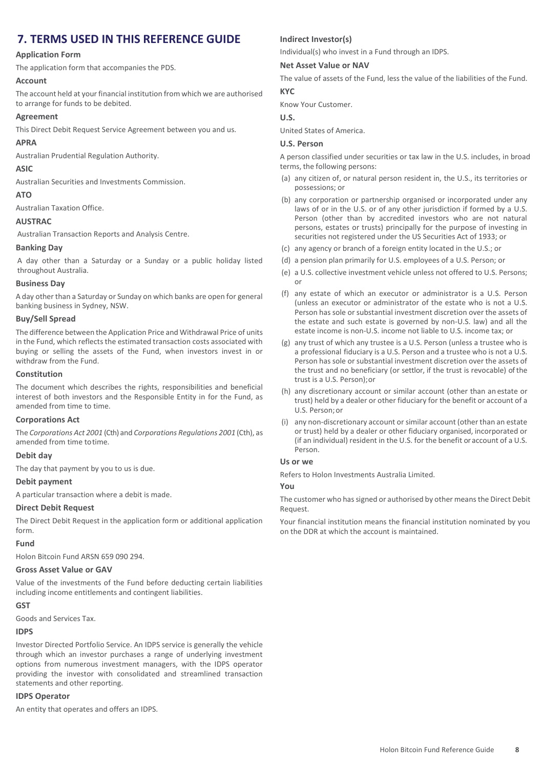## 7. TERMS USED IN THIS REFERENCE GUIDE

### Application Form

The application form that accompanies the PDS.

### Account

The account held at your financial institution from which we are authorised to arrange for funds to be debited.

### Agreement

This Direct Debit Request Service Agreement between you and us.

### APRA

Australian Prudential Regulation Authority.

### ASIC

Australian Securities and Investments Commission.

### ATO

Australian Taxation Office.

### AUSTRAC

Australian Transaction Reports and Analysis Centre.

### Banking Day

A day other than a Saturday or a Sunday or a public holiday listed throughout Australia.

### Business Day

A day other than a Saturday or Sunday on which banks are open for general banking business in Sydney, NSW.

### Buy/Sell Spread

The difference between the Application Price and Withdrawal Price of units in the Fund, which reflects the estimated transaction costs associated with buying or selling the assets of the Fund, when investors invest in or withdraw from the Fund.

### Constitution

The document which describes the rights, responsibilities and beneficial interest of both investors and the Responsible Entity in for the Fund, as amended from time to time.

### Corporations Act

The *Corporations Act 2001* (Cth) and *Corporations Regulations 2001* (Cth), as amended from time to time.

### Debit day

The day that payment by you to us is due.

### Debit payment

A particular transaction where a debit is made.

### Direct Debit Request

The Direct Debit Request in the application form or additional application form.

### Fund

Holon Bitcoin Fund ARSN 659 090 294.

### Gross Asset Value or GAV

Value of the investments of the Fund before deducting certain liabilities including income entitlements and contingent liabilities.

### GST

Goods and Services Tax.

### IDPS

Investor Directed Portfolio Service. An IDPS service is generally the vehicle through which an investor purchases a range of underlying investment options from numerous investment managers, with the IDPS operator providing the investor with consolidated and streamlined transaction statements and other reporting.

### IDPS Operator

An entity that operates and offers an IDPS.

### Indirect Investor(s)

Individual(s) who invest in a Fund through an IDPS.

### Net Asset Value or NAV

The value of assets of the Fund, less the value of the liabilities of the Fund.

### KYC

Know Your Customer.

### U.S.

United States of America.

### U.S. Person

A person classified under securities or tax law in the U.S. includes, in broad terms, the following persons:

(a) any citizen of, or natural person resident in, the U.S., its territories or possessions; or

(b) any corporation or partnership organised or incorporated under any laws of or in the U.S. or of any other jurisdiction if formed by a U.S. Person (other than by accredited investors who are not natural persons, estates or trusts) principally for the purpose of investing in securities not registered under the US Securities Act of 1933; or

(c) any agency or branch of a foreign entity located in the U.S.; or

(d) a pension plan primarily for U.S. employees of a U.S. Person; or

(e) a U.S. collective investment vehicle unless not offered to U.S. Persons; or

(f) any estate of which an executor or administrator is a U.S. Person (unless an executor or administrator of the estate who is not a U.S. Person has sole or substantial investment discretion over the assets of the estate and such estate is governed by non-U.S. law) and all the estate income is non-U.S. income not liable to U.S. income tax; or

(g) any trust of which any trustee is a U.S. Person (unless a trustee who is a professional fiduciary is a U.S. Person and a trustee who is not a U.S. Person has sole or substantial investment discretion over the assets of the trust and no beneficiary (or settlor, if the trust is revocable) of the trust is a U.S. Person); or

(h) any discretionary account or similar account (other than an estate or trust) held by a dealer or other fiduciary for the benefit or account of a U.S. Person; or

(i) any non-discretionary account or similar account (other than an estate or trust) held by a dealer or other fiduciary organised, incorporated or (if an individual) resident in the U.S. for the benefit or account of a U.S. Person.

### Us or we

Refers to Holon Investments Australia Limited.

### You

The customer who has signed or authorised by other means the Direct Debit Request.

Your financial institution means the financial institution nominated by you on the DDR at which the account is maintained.